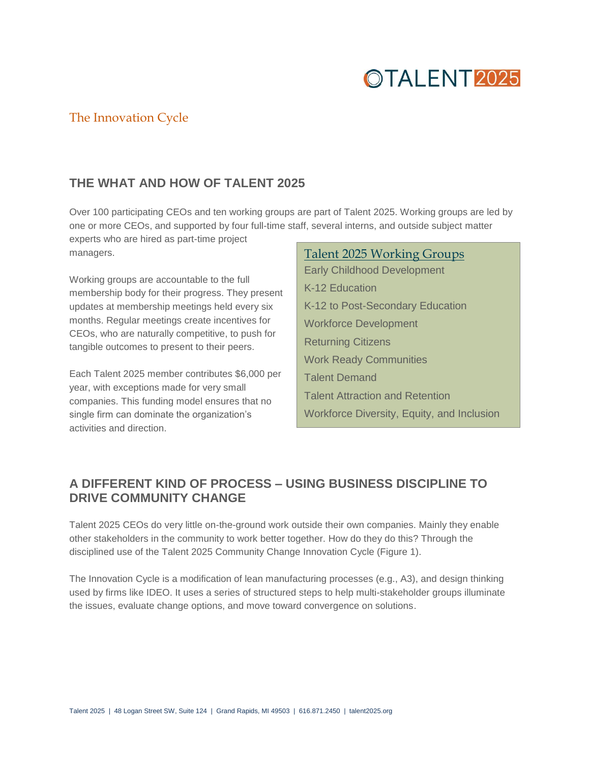# The Innovation Cycle

## THE WHAT AND HOW OF TALENT 2025

Over 100 participating CEOs and ten working groups are part of Talent 2025. Working groups are led by one or more CEOs, and supported by four full-time staff, several interns, and outside subject matter experts who are hired as part-time project managers.

Working groups are accountable to the full membership body for their progress. They present updates at membership meetings held every six months. Regular meetings create incentives for CEOs, who are naturally competitive, to push for tangible outcomes to present to their peers.

Each Talent 2025 member contributes $6,000 per year, with exceptions made for very small companies. This funding model ensures that no single firm can dominate the organization's activities and direction.

### Talent 2025 Working Groups

- Early Childhood Development
- K-12 Education
- K-12 to Post-Secondary Education
- Workforce Development
- Returning Citizens
- Work Ready Communities
- Talent Demand
- Talent Attraction and Retention
- Workforce Diversity, Equity, and Inclusion

## A DIFFERENT KIND OF PROCESS – USING BUSINESS DISCIPLINE TO DRIVE COMMUNITY CHANGE

Talent 2025 CEOs do very little on-the-ground work outside their own companies. Mainly they enable other stakeholders in the community to work better together. How do they do this? Through the disciplined use of the Talent 2025 Community Change Innovation Cycle (Figure 1).

The Innovation Cycle is a modification of lean manufacturing processes (e.g., A3), and design thinking used by firms like IDEO. It uses a series of structured steps to help multi-stakeholder groups illuminate the issues, evaluate change options, and move toward convergence on solutions.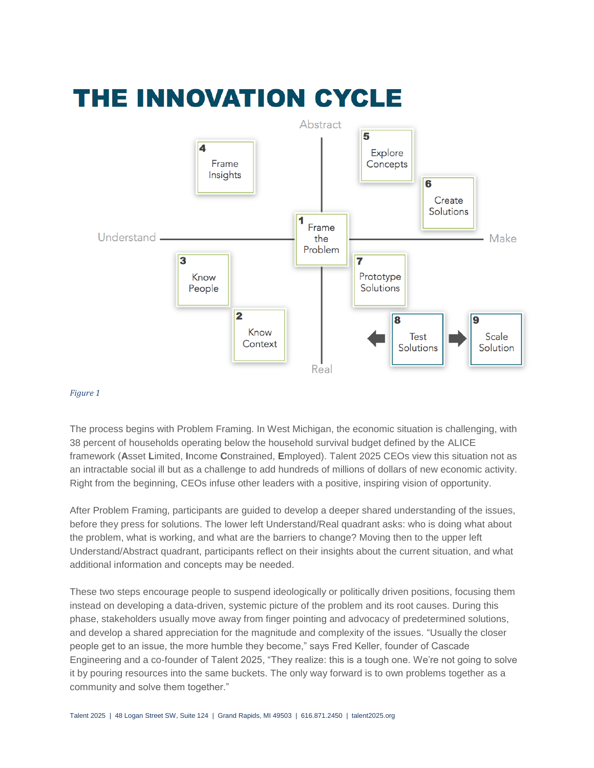# THE INNOVATION CYCLE

Abstract

4 Frame Insights

5 Explore Concepts

6 Create Solutions

Understand — 1 Frame the Problem — Make

3 Know People

7 Prototype Solutions

2 Know Context

8 Test Solutions

9 Scale Solution

Real

*Figure 1*

The process begins with Problem Framing. In West Michigan, the economic situation is challenging, with 38 percent of households operating below the household survival budget defined by the ALICE framework (**A**sset **L**imited, **I**ncome **C**onstrained, **E**mployed). Talent 2025 CEOs view this situation not as an intractable social ill but as a challenge to add hundreds of millions of dollars of new economic activity. Right from the beginning, CEOs infuse other leaders with a positive, inspiring vision of opportunity.

After Problem Framing, participants are guided to develop a deeper shared understanding of the issues, before they press for solutions. The lower left Understand/Real quadrant asks: who is doing what about the problem, what is working, and what are the barriers to change? Moving then to the upper left Understand/Abstract quadrant, participants reflect on their insights about the current situation, and what additional information and concepts may be needed.

These two steps encourage people to suspend ideologically or politically driven positions, focusing them instead on developing a data-driven, systemic picture of the problem and its root causes. During this phase, stakeholders usually move away from finger pointing and advocacy of predetermined solutions, and develop a shared appreciation for the magnitude and complexity of the issues. "Usually the closer people get to an issue, the more humble they become," says Fred Keller, founder of Cascade Engineering and a co-founder of Talent 2025, "They realize: this is a tough one. We're not going to solve it by pouring resources into the same buckets. The only way forward is to own problems together as a community and solve them together."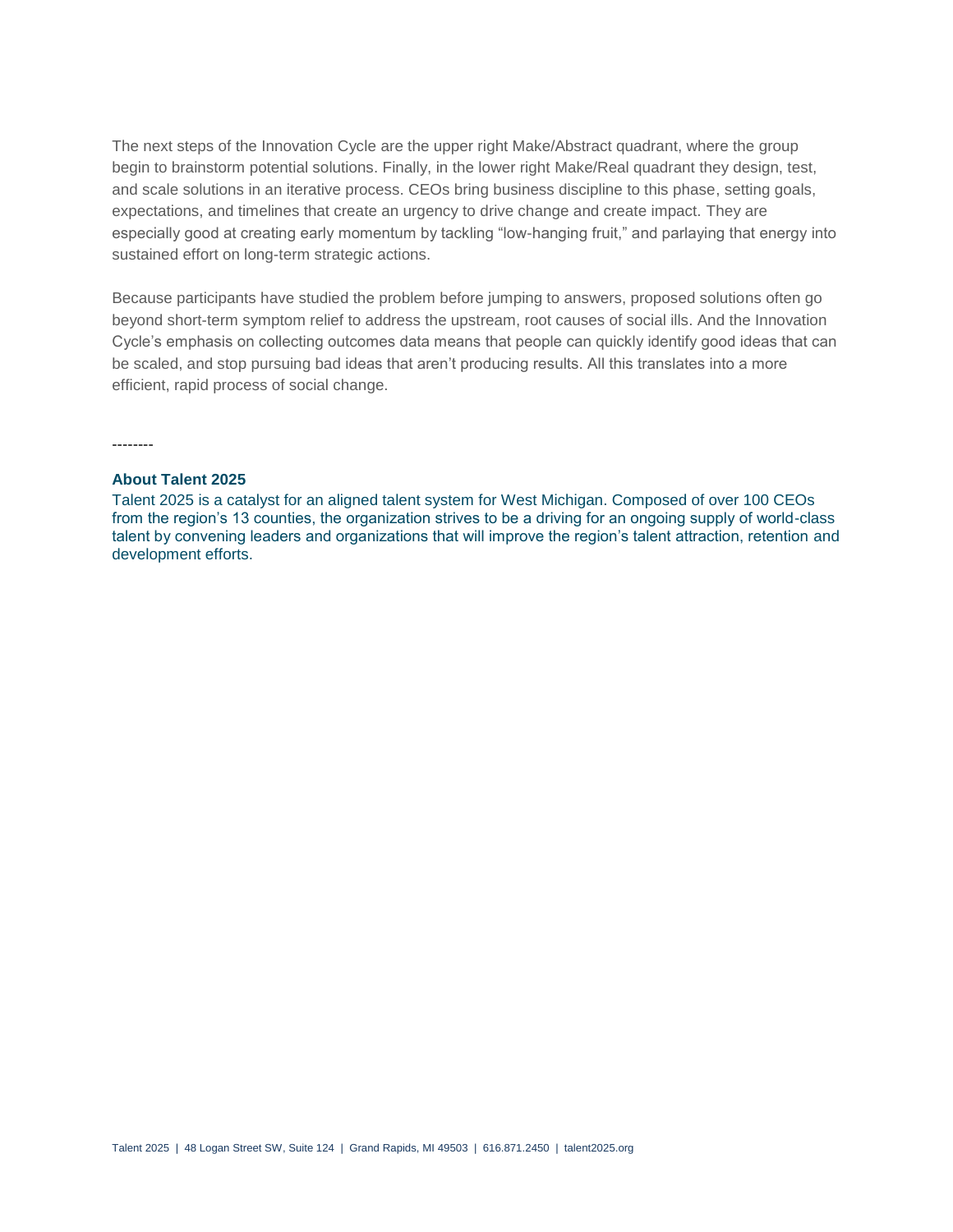The next steps of the Innovation Cycle are the upper right Make/Abstract quadrant, where the group begin to brainstorm potential solutions. Finally, in the lower right Make/Real quadrant they design, test, and scale solutions in an iterative process. CEOs bring business discipline to this phase, setting goals, expectations, and timelines that create an urgency to drive change and create impact. They are especially good at creating early momentum by tackling "low-hanging fruit," and parlaying that energy into sustained effort on long-term strategic actions.

Because participants have studied the problem before jumping to answers, proposed solutions often go beyond short-term symptom relief to address the upstream, root causes of social ills. And the Innovation Cycle's emphasis on collecting outcomes data means that people can quickly identify good ideas that can be scaled, and stop pursuing bad ideas that aren't producing results. All this translates into a more efficient, rapid process of social change.

--------

**About Talent 2025**

Talent 2025 is a catalyst for an aligned talent system for West Michigan. Composed of over 100 CEOs from the region's 13 counties, the organization strives to be a driving for an ongoing supply of world-class talent by convening leaders and organizations that will improve the region's talent attraction, retention and development efforts.

Talent 2025 | 48 Logan Street SW, Suite 124 | Grand Rapids, MI 49503 | 616.871.2450 | talent2025.org